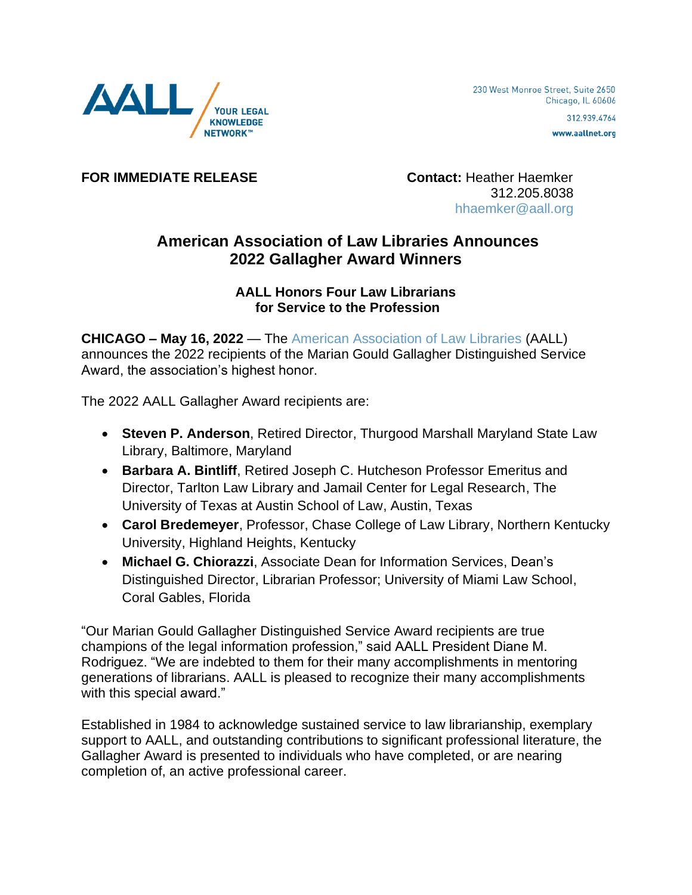AALL YOUR LEGAL KNOWLEDGE NETWORK™

230 West Monroe Street, Suite 2650
Chicago, IL 60606
312.939.4764
www.aallnet.org

**FOR IMMEDIATE RELEASE**

**Contact:** Heather Haemker
312.205.8038
hhaemker@aall.org

# American Association of Law Libraries Announces 2022 Gallagher Award Winners

## AALL Honors Four Law Librarians for Service to the Profession

**CHICAGO – May 16, 2022** — The American Association of Law Libraries (AALL) announces the 2022 recipients of the Marian Gould Gallagher Distinguished Service Award, the association's highest honor.

The 2022 AALL Gallagher Award recipients are:

- **Steven P. Anderson**, Retired Director, Thurgood Marshall Maryland State Law Library, Baltimore, Maryland
- **Barbara A. Bintliff**, Retired Joseph C. Hutcheson Professor Emeritus and Director, Tarlton Law Library and Jamail Center for Legal Research, The University of Texas at Austin School of Law, Austin, Texas
- **Carol Bredemeyer**, Professor, Chase College of Law Library, Northern Kentucky University, Highland Heights, Kentucky
- **Michael G. Chiorazzi**, Associate Dean for Information Services, Dean's Distinguished Director, Librarian Professor; University of Miami Law School, Coral Gables, Florida

"Our Marian Gould Gallagher Distinguished Service Award recipients are true champions of the legal information profession," said AALL President Diane M. Rodriguez. "We are indebted to them for their many accomplishments in mentoring generations of librarians. AALL is pleased to recognize their many accomplishments with this special award."

Established in 1984 to acknowledge sustained service to law librarianship, exemplary support to AALL, and outstanding contributions to significant professional literature, the Gallagher Award is presented to individuals who have completed, or are nearing completion of, an active professional career.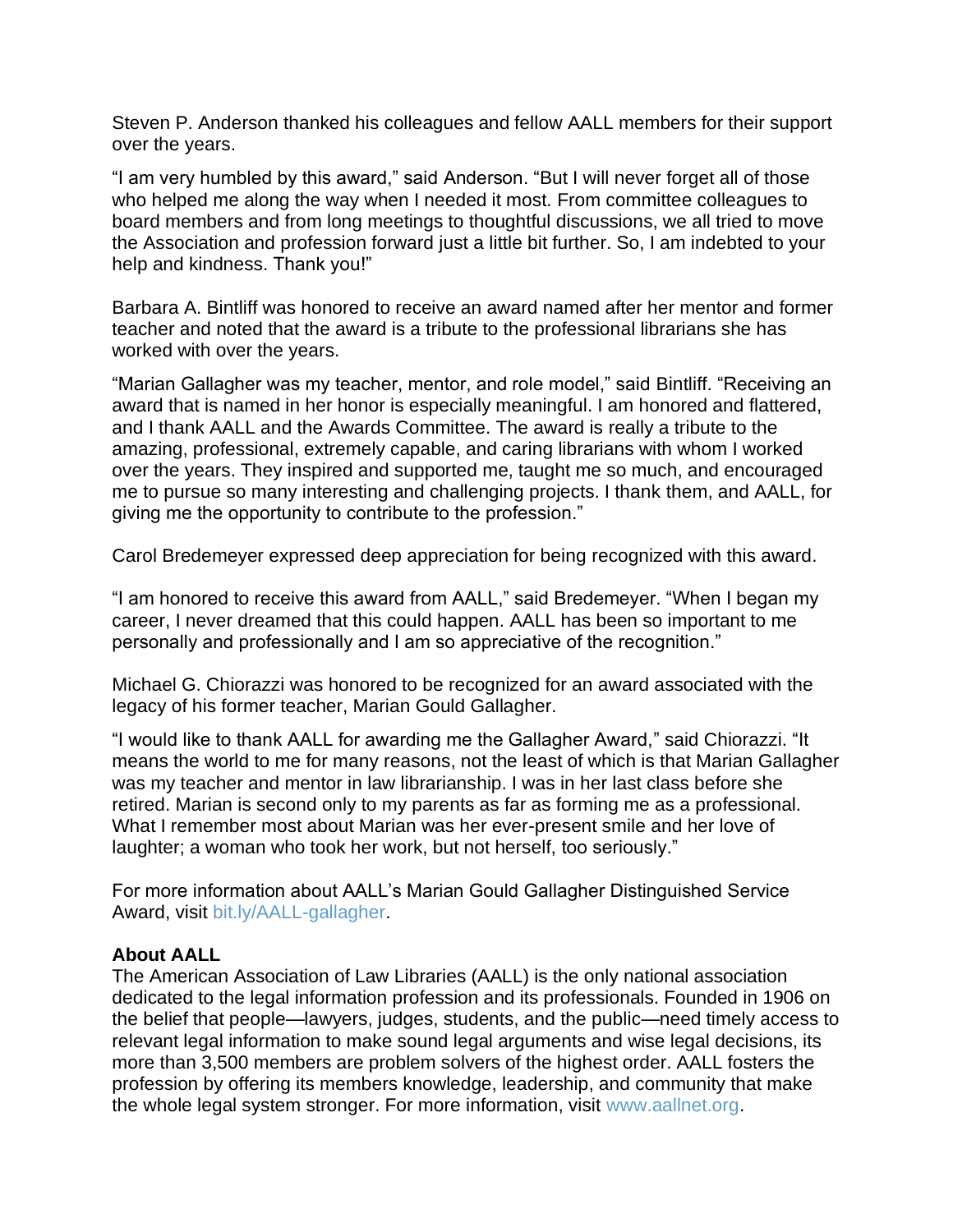Steven P. Anderson thanked his colleagues and fellow AALL members for their support over the years.

"I am very humbled by this award," said Anderson. "But I will never forget all of those who helped me along the way when I needed it most. From committee colleagues to board members and from long meetings to thoughtful discussions, we all tried to move the Association and profession forward just a little bit further. So, I am indebted to your help and kindness. Thank you!"

Barbara A. Bintliff was honored to receive an award named after her mentor and former teacher and noted that the award is a tribute to the professional librarians she has worked with over the years.

"Marian Gallagher was my teacher, mentor, and role model," said Bintliff. "Receiving an award that is named in her honor is especially meaningful. I am honored and flattered, and I thank AALL and the Awards Committee. The award is really a tribute to the amazing, professional, extremely capable, and caring librarians with whom I worked over the years. They inspired and supported me, taught me so much, and encouraged me to pursue so many interesting and challenging projects. I thank them, and AALL, for giving me the opportunity to contribute to the profession."

Carol Bredemeyer expressed deep appreciation for being recognized with this award.

"I am honored to receive this award from AALL," said Bredemeyer. "When I began my career, I never dreamed that this could happen. AALL has been so important to me personally and professionally and I am so appreciative of the recognition."

Michael G. Chiorazzi was honored to be recognized for an award associated with the legacy of his former teacher, Marian Gould Gallagher.

"I would like to thank AALL for awarding me the Gallagher Award," said Chiorazzi. "It means the world to me for many reasons, not the least of which is that Marian Gallagher was my teacher and mentor in law librarianship. I was in her last class before she retired. Marian is second only to my parents as far as forming me as a professional. What I remember most about Marian was her ever-present smile and her love of laughter; a woman who took her work, but not herself, too seriously."

For more information about AALL's Marian Gould Gallagher Distinguished Service Award, visit bit.ly/AALL-gallagher.

**About AALL**
The American Association of Law Libraries (AALL) is the only national association dedicated to the legal information profession and its professionals. Founded in 1906 on the belief that people—lawyers, judges, students, and the public—need timely access to relevant legal information to make sound legal arguments and wise legal decisions, its more than 3,500 members are problem solvers of the highest order. AALL fosters the profession by offering its members knowledge, leadership, and community that make the whole legal system stronger. For more information, visit www.aallnet.org.